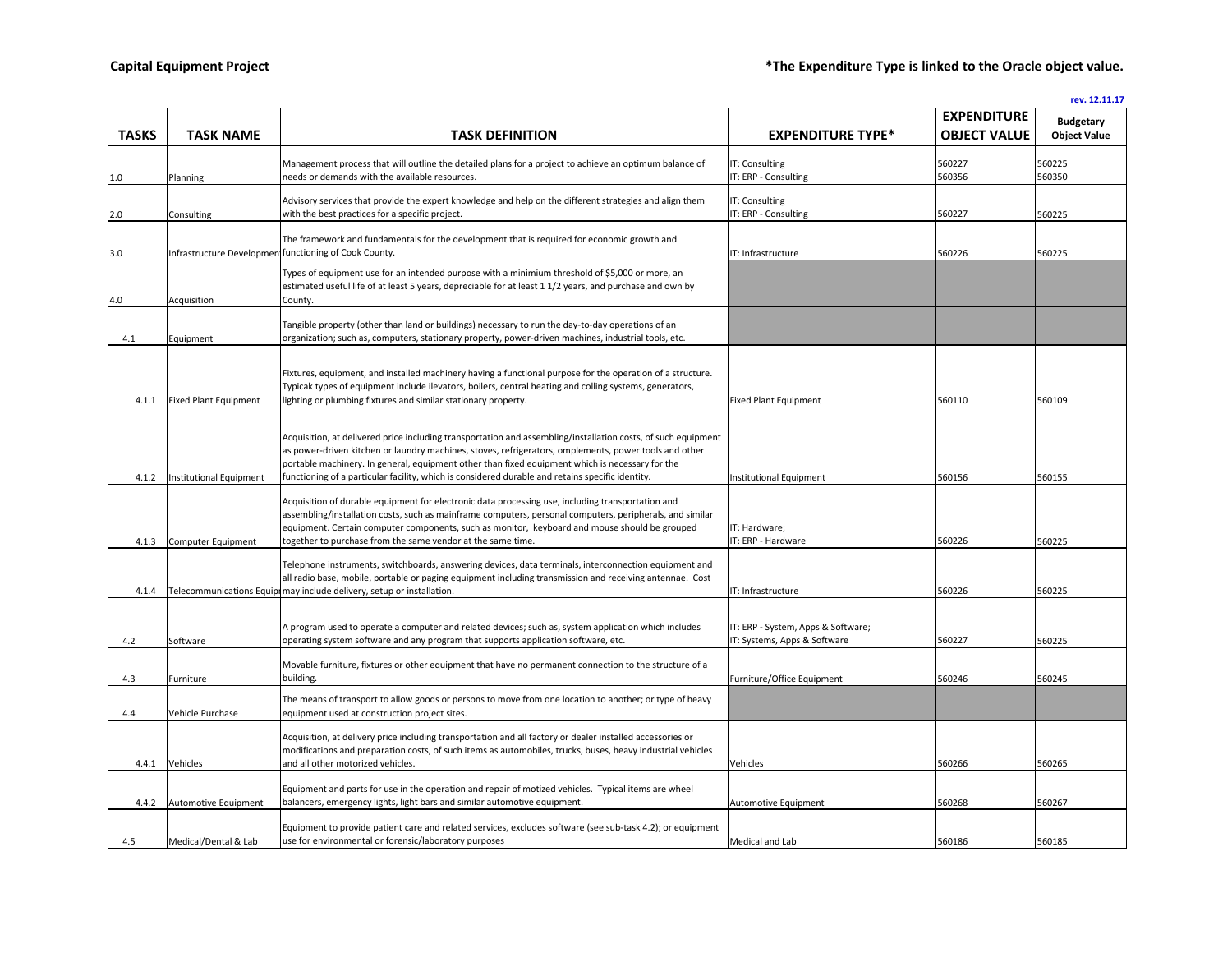**Capital Equipment Project**

**\*The Expenditure Type is linked to the Oracle object value.**

rev. 12.11.17

| TASKS | TASK NAME | TASK DEFINITION | EXPENDITURE TYPE* | EXPENDITURE OBJECT VALUE | Budgetary Object Value |
|---|---|---|---|---|---|
| 1.0 | Planning | Management process that will outline the detailed plans for a project to achieve an optimum balance of needs or demands with the available resources. | IT: Consulting<br>IT: ERP - Consulting | 560227<br>560356 | 560225<br>560350 |
| 2.0 | Consulting | Advisory services that provide the expert knowledge and help on the different strategies and align them with the best practices for a specific project. | IT: Consulting<br>IT: ERP - Consulting | 560227 | 560225 |
| 3.0 | Infrastructure Developmen | The framework and fundamentals for the development that is required for economic growth and functioning of Cook County. | IT: Infrastructure | 560226 | 560225 |
| 4.0 | Acquisition | Types of equipment use for an intended purpose with a minimium threshold of $5,000 or more, an estimated useful life of at least 5 years, depreciable for at least 1 1/2 years, and purchase and own by County. | | | |
| 4.1 | Equipment | Tangible property (other than land or buildings) necessary to run the day-to-day operations of an organization; such as, computers, stationary property, power-driven machines, industrial tools, etc. | | | |
| 4.1.1 | Fixed Plant Equipment | Fixtures, equipment, and installed machinery having a functional purpose for the operation of a structure. Typicak types of equipment include ilevators, boilers, central heating and colling systems, generators, lighting or plumbing fixtures and similar stationary property. | Fixed Plant Equipment | 560110 | 560109 |
| 4.1.2 | Institutional Equipment | Acquisition, at delivered price including transportation and assembling/installation costs, of such equipment as power-driven kitchen or laundry machines, stoves, refrigerators, omplements, power tools and other portable machinery. In general, equipment other than fixed equipment which is necessary for the functioning of a particular facility, which is considered durable and retains specific identity. | Institutional Equipment | 560156 | 560155 |
| 4.1.3 | Computer Equipment | Acquisition of durable equipment for electronic data processing use, including transportation and assembling/installation costs, such as mainframe computers, personal computers, peripherals, and similar equipment. Certain computer components, such as monitor, keyboard and mouse should be grouped together to purchase from the same vendor at the same time. | IT: Hardware;<br>IT: ERP - Hardware | 560226 | 560225 |
| 4.1.4 | Telecommunications Equip | Telephone instruments, switchboards, answering devices, data terminals, interconnection equipment and all radio base, mobile, portable or paging equipment including transmission and receiving antennae. Cost may include delivery, setup or installation. | IT: Infrastructure | 560226 | 560225 |
| 4.2 | Software | A program used to operate a computer and related devices; such as, system application which includes operating system software and any program that supports application software, etc. | IT: ERP - System, Apps & Software;<br>IT: Systems, Apps & Software | 560227 | 560225 |
| 4.3 | Furniture | Movable furniture, fixtures or other equipment that have no permanent connection to the structure of a building. | Furniture/Office Equipment | 560246 | 560245 |
| 4.4 | Vehicle Purchase | The means of transport to allow goods or persons to move from one location to another; or type of heavy equipment used at construction project sites. | | | |
| 4.4.1 | Vehicles | Acquisition, at delivery price including transportation and all factory or dealer installed accessories or modifications and preparation costs, of such items as automobiles, trucks, buses, heavy industrial vehicles and all other motorized vehicles. | Vehicles | 560266 | 560265 |
| 4.4.2 | Automotive Equipment | Equipment and parts for use in the operation and repair of motized vehicles. Typical items are wheel balancers, emergency lights, light bars and similar automotive equipment. | Automotive Equipment | 560268 | 560267 |
| 4.5 | Medical/Dental & Lab | Equipment to provide patient care and related services, excludes software (see sub-task 4.2); or equipment use for environmental or forensic/laboratory purposes | Medical and Lab | 560186 | 560185 |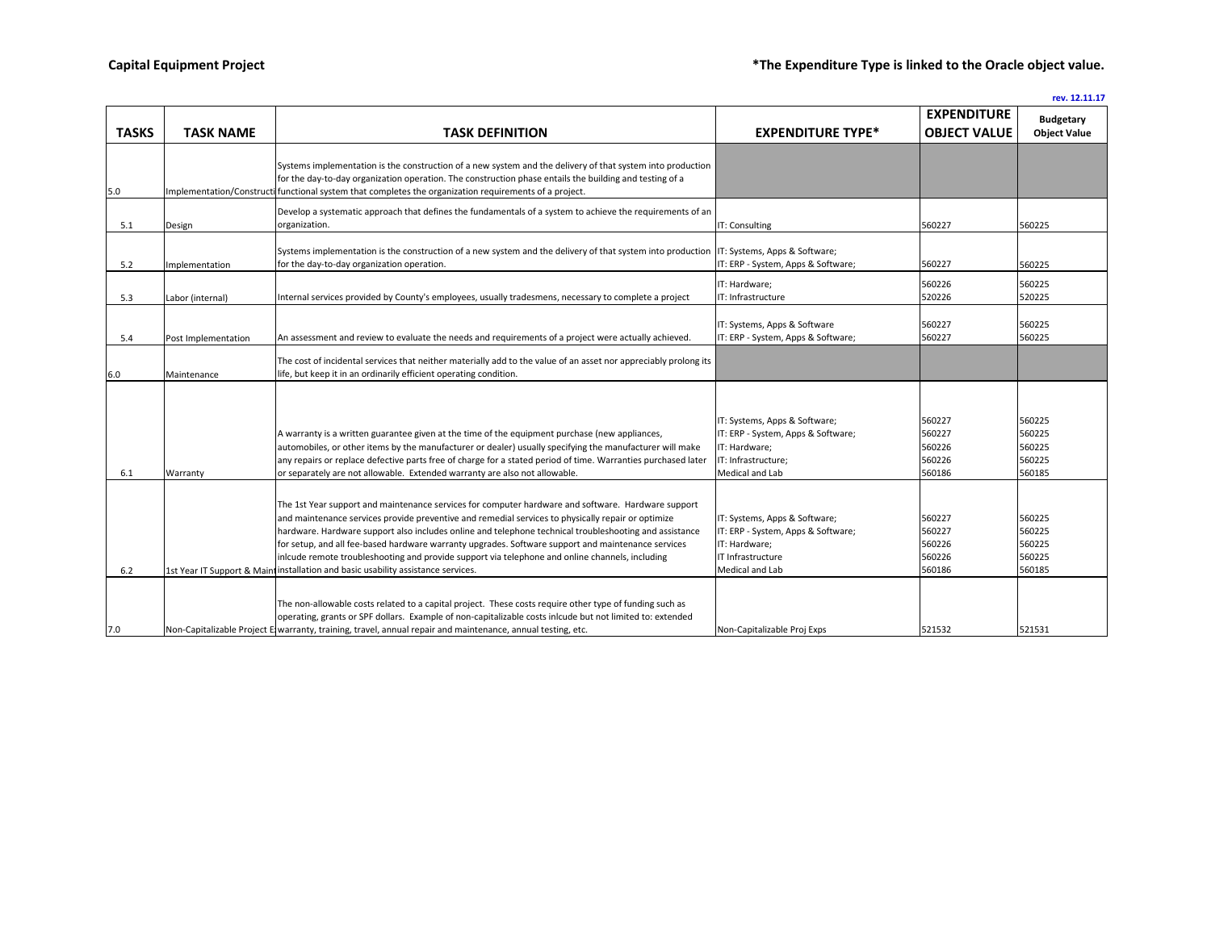**Capital Equipment Project**

***The Expenditure Type is linked to the Oracle object value.**

rev. 12.11.17

| TASKS | TASK NAME | TASK DEFINITION | EXPENDITURE TYPE* | EXPENDITURE OBJECT VALUE | Budgetary Object Value |
|---|---|---|---|---|---|
| 5.0 | Implementation/Constructi | Systems implementation is the construction of a new system and the delivery of that system into production for the day-to-day organization operation. The construction phase entails the building and testing of a functional system that completes the organization requirements of a project. | | | |
| 5.1 | Design | Develop a systematic approach that defines the fundamentals of a system to achieve the requirements of an organization. | IT: Consulting | 560227 | 560225 |
| 5.2 | Implementation | Systems implementation is the construction of a new system and the delivery of that system into production for the day-to-day organization operation. | IT: Systems, Apps & Software;<br>IT: ERP - System, Apps & Software; | 560227 | 560225 |
| 5.3 | Labor (internal) | Internal services provided by County's employees, usually tradesmens, necessary to complete a project | IT: Hardware;<br>IT: Infrastructure | 560226<br>520226 | 560225<br>520225 |
| 5.4 | Post Implementation | An assessment and review to evaluate the needs and requirements of a project were actually achieved. | IT: Systems, Apps & Software<br>IT: ERP - System, Apps & Software; | 560227<br>560227 | 560225<br>560225 |
| 6.0 | Maintenance | The cost of incidental services that neither materially add to the value of an asset nor appreciably prolong its life, but keep it in an ordinarily efficient operating condition. | | | |
| 6.1 | Warranty | A warranty is a written guarantee given at the time of the equipment purchase (new appliances, automobiles, or other items by the manufacturer or dealer) usually specifying the manufacturer will make any repairs or replace defective parts free of charge for a stated period of time. Warranties purchased later or separately are not allowable. Extended warranty are also not allowable. | IT: Systems, Apps & Software;<br>IT: ERP - System, Apps & Software;<br>IT: Hardware;<br>IT: Infrastructure;<br>Medical and Lab | 560227<br>560227<br>560226<br>560226<br>560186 | 560225<br>560225<br>560225<br>560225<br>560185 |
| 6.2 | 1st Year IT Support & Maint | The 1st Year support and maintenance services for computer hardware and software. Hardware support and maintenance services provide preventive and remedial services to physically repair or optimize hardware. Hardware support also includes online and telephone technical troubleshooting and assistance for setup, and all fee-based hardware warranty upgrades. Software support and maintenance services inlcude remote troubleshooting and provide support via telephone and online channels, including installation and basic usability assistance services. | IT: Systems, Apps & Software;<br>IT: ERP - System, Apps & Software;<br>IT: Hardware;<br>IT Infrastructure<br>Medical and Lab | 560227<br>560227<br>560226<br>560226<br>560186 | 560225<br>560225<br>560225<br>560225<br>560185 |
| 7.0 | Non-Capitalizable Project E | The non-allowable costs related to a capital project. These costs require other type of funding such as operating, grants or SPF dollars. Example of non-capitalizable costs inlcude but not limited to: extended warranty, training, travel, annual repair and maintenance, annual testing, etc. | Non-Capitalizable Proj Exps | 521532 | 521531 |